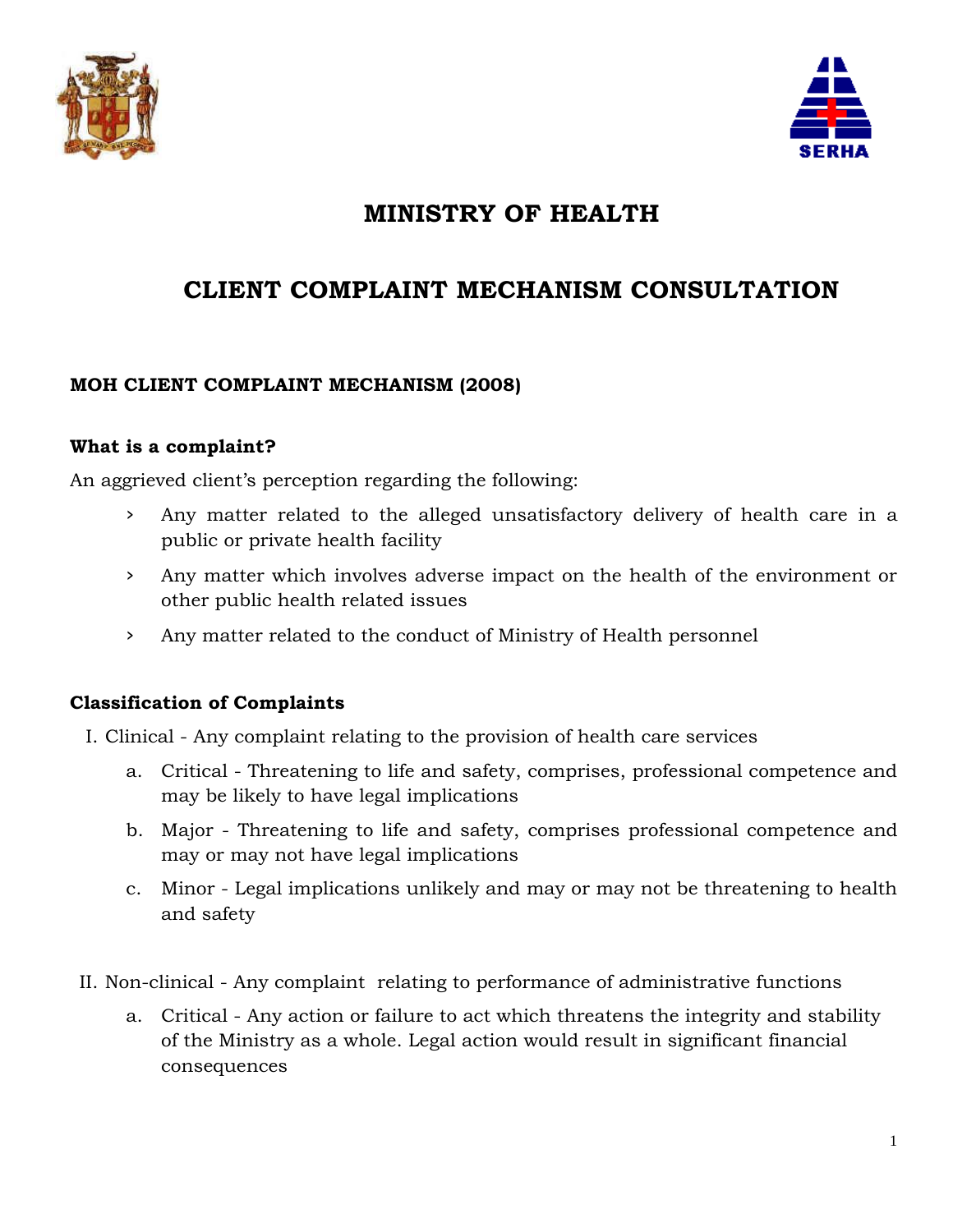# MINISTRY OF HEALTH

# CLIENT COMPLAINT MECHANISM CONSULTATION

### MOH CLIENT COMPLAINT MECHANISM (2008)

### What is a complaint?

An aggrieved client's perception regarding the following:

- Any matter related to the alleged unsatisfactory delivery of health care in a public or private health facility
- Any matter which involves adverse impact on the health of the environment or other public health related issues
- Any matter related to the conduct of Ministry of Health personnel

### Classification of Complaints

I. Clinical - Any complaint relating to the provision of health care services

  a. Critical - Threatening to life and safety, comprises, professional competence and may be likely to have legal implications

  b. Major - Threatening to life and safety, comprises professional competence and may or may not have legal implications

  c. Minor - Legal implications unlikely and may or may not be threatening to health and safety

II. Non-clinical - Any complaint relating to performance of administrative functions

  a. Critical - Any action or failure to act which threatens the integrity and stability of the Ministry as a whole. Legal action would result in significant financial consequences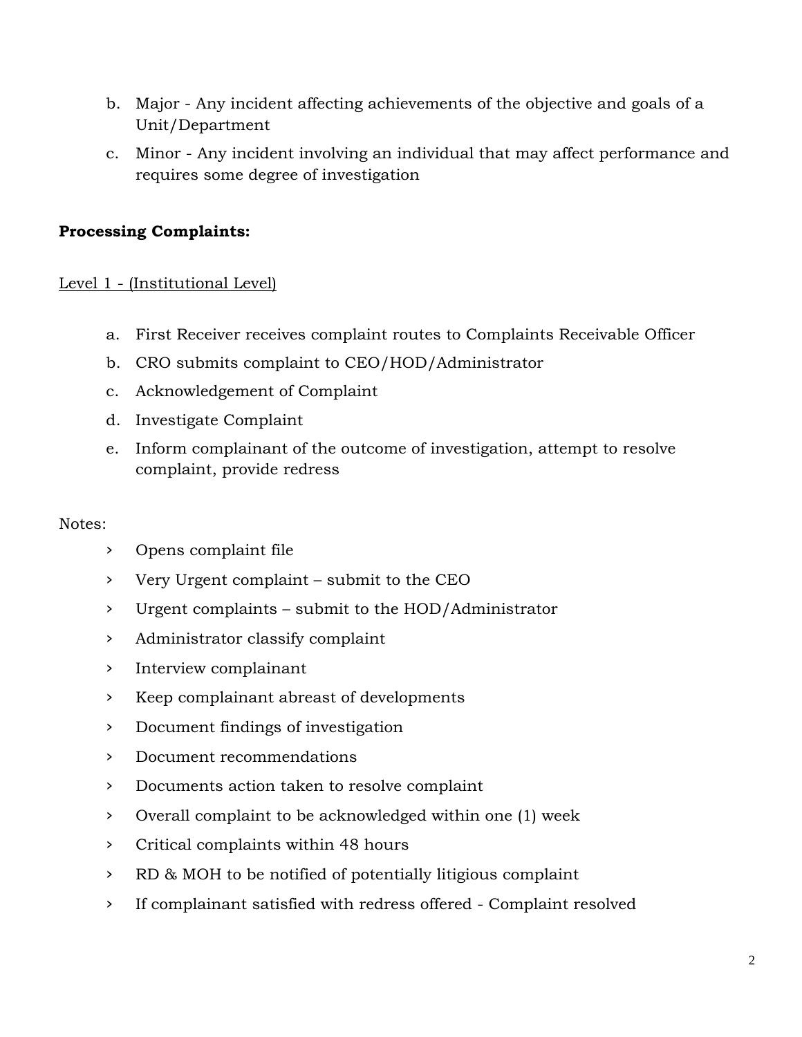b. Major - Any incident affecting achievements of the objective and goals of a Unit/Department
c. Minor - Any incident involving an individual that may affect performance and requires some degree of investigation

**Processing Complaints:**

Level 1 - (Institutional Level)

a. First Receiver receives complaint routes to Complaints Receivable Officer
b. CRO submits complaint to CEO/HOD/Administrator
c. Acknowledgement of Complaint
d. Investigate Complaint
e. Inform complainant of the outcome of investigation, attempt to resolve complaint, provide redress

Notes:

- Opens complaint file
- Very Urgent complaint – submit to the CEO
- Urgent complaints – submit to the HOD/Administrator
- Administrator classify complaint
- Interview complainant
- Keep complainant abreast of developments
- Document findings of investigation
- Document recommendations
- Documents action taken to resolve complaint
- Overall complaint to be acknowledged within one (1) week
- Critical complaints within 48 hours
- RD & MOH to be notified of potentially litigious complaint
- If complainant satisfied with redress offered - Complaint resolved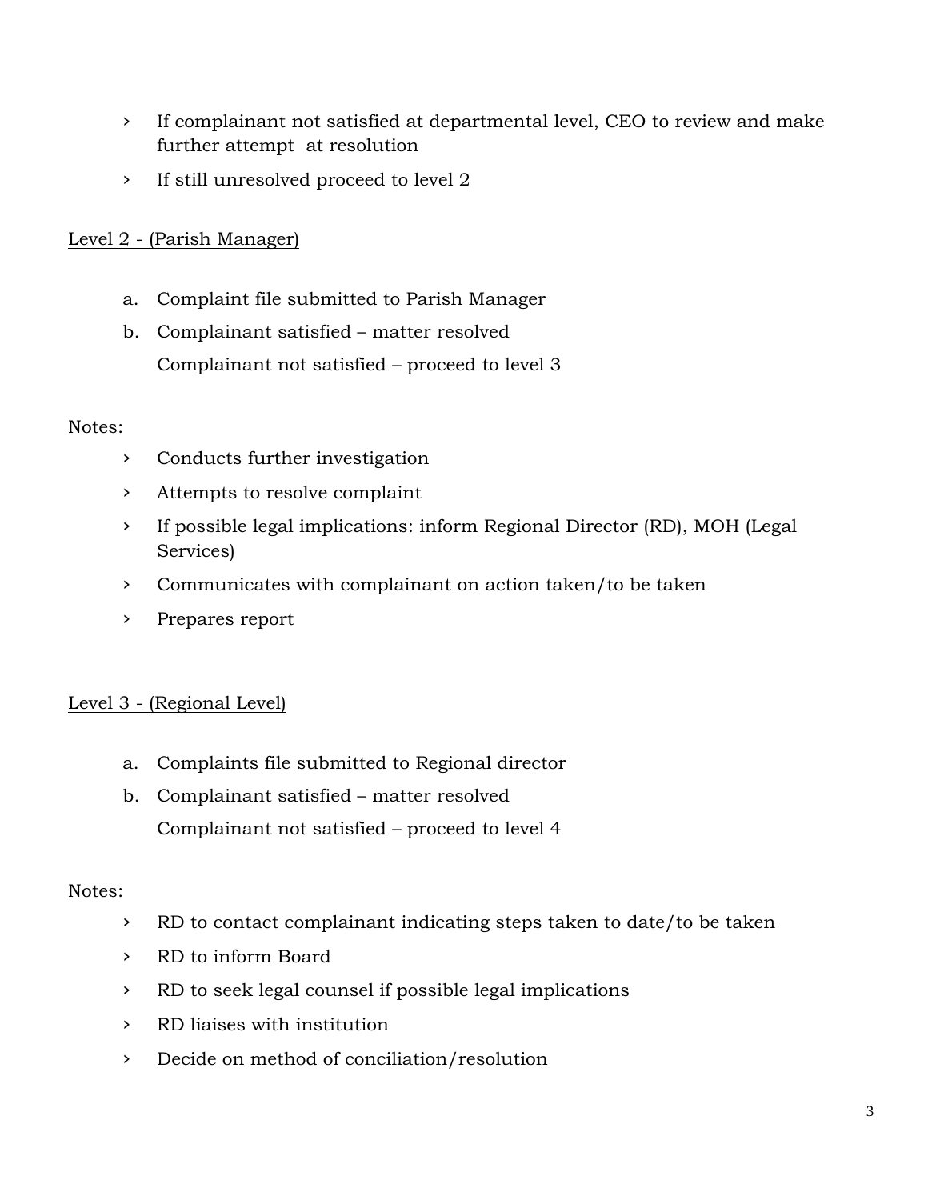- If complainant not satisfied at departmental level, CEO to review and make further attempt at resolution
- If still unresolved proceed to level 2

<u>Level 2 - (Parish Manager)</u>

a. Complaint file submitted to Parish Manager
b. Complainant satisfied – matter resolved
   Complainant not satisfied – proceed to level 3

Notes:

- Conducts further investigation
- Attempts to resolve complaint
- If possible legal implications: inform Regional Director (RD), MOH (Legal Services)
- Communicates with complainant on action taken/to be taken
- Prepares report

<u>Level 3 - (Regional Level)</u>

a. Complaints file submitted to Regional director
b. Complainant satisfied – matter resolved
   Complainant not satisfied – proceed to level 4

Notes:

- RD to contact complainant indicating steps taken to date/to be taken
- RD to inform Board
- RD to seek legal counsel if possible legal implications
- RD liaises with institution
- Decide on method of conciliation/resolution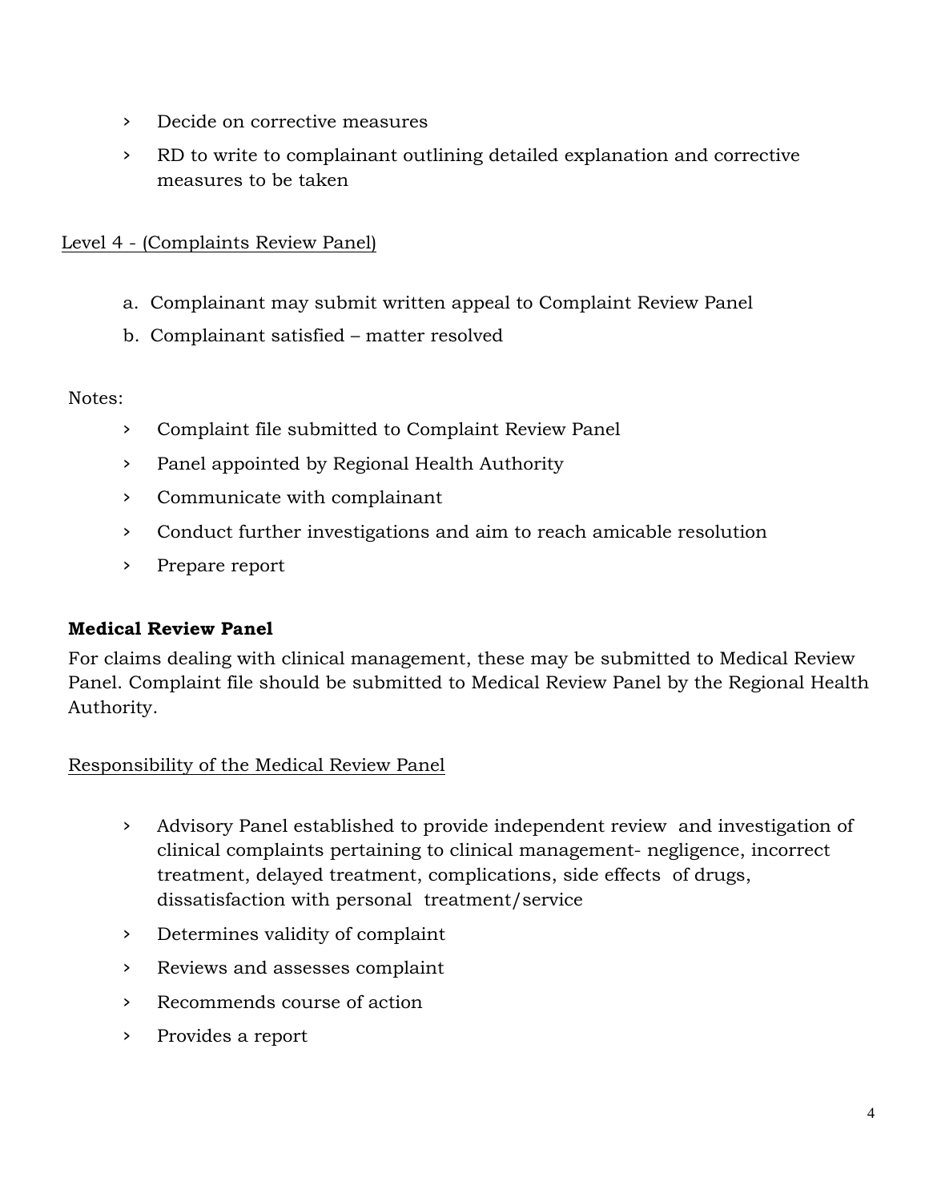- Decide on corrective measures
- RD to write to complainant outlining detailed explanation and corrective measures to be taken

Level 4 - (Complaints Review Panel)

a. Complainant may submit written appeal to Complaint Review Panel
b. Complainant satisfied – matter resolved

Notes:

- Complaint file submitted to Complaint Review Panel
- Panel appointed by Regional Health Authority
- Communicate with complainant
- Conduct further investigations and aim to reach amicable resolution
- Prepare report

**Medical Review Panel**

For claims dealing with clinical management, these may be submitted to Medical Review Panel. Complaint file should be submitted to Medical Review Panel by the Regional Health Authority.

Responsibility of the Medical Review Panel

- Advisory Panel established to provide independent review and investigation of clinical complaints pertaining to clinical management- negligence, incorrect treatment, delayed treatment, complications, side effects of drugs, dissatisfaction with personal treatment/service
- Determines validity of complaint
- Reviews and assesses complaint
- Recommends course of action
- Provides a report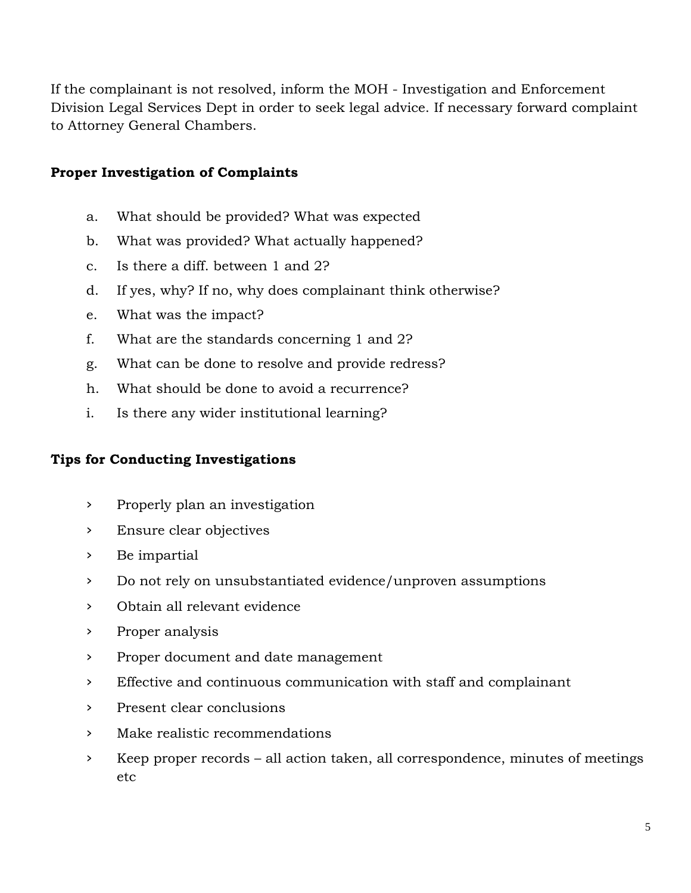If the complainant is not resolved, inform the MOH - Investigation and Enforcement Division Legal Services Dept in order to seek legal advice. If necessary forward complaint to Attorney General Chambers.

**Proper Investigation of Complaints**

a. What should be provided? What was expected
b. What was provided? What actually happened?
c. Is there a diff. between 1 and 2?
d. If yes, why? If no, why does complainant think otherwise?
e. What was the impact?
f. What are the standards concerning 1 and 2?
g. What can be done to resolve and provide redress?
h. What should be done to avoid a recurrence?
i. Is there any wider institutional learning?

**Tips for Conducting Investigations**

- Properly plan an investigation
- Ensure clear objectives
- Be impartial
- Do not rely on unsubstantiated evidence/unproven assumptions
- Obtain all relevant evidence
- Proper analysis
- Proper document and date management
- Effective and continuous communication with staff and complainant
- Present clear conclusions
- Make realistic recommendations
- Keep proper records – all action taken, all correspondence, minutes of meetings etc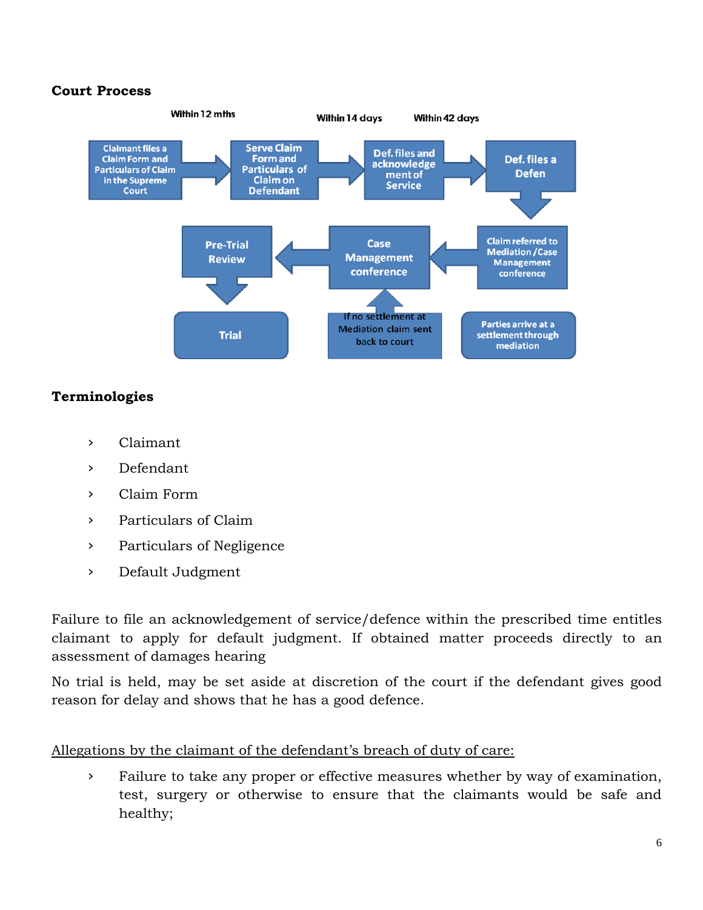**Court Process**

Within 12 mths | Within 14 days | Within 42 days

Claimant files a Claim Form and Particulars of Claim in the Supreme Court → Serve Claim Form and Particulars of Claim on Defendant → Def. files and acknowledgement of Service → Def. files a Defen → Claim referred to Mediation /Case Management conference → Case Management conference → Pre-Trial Review → Trial

If no settlement at Mediation claim sent back to court

Parties arrive at a settlement through mediation

**Terminologies**

- Claimant
- Defendant
- Claim Form
- Particulars of Claim
- Particulars of Negligence
- Default Judgment

Failure to file an acknowledgement of service/defence within the prescribed time entitles claimant to apply for default judgment. If obtained matter proceeds directly to an assessment of damages hearing

No trial is held, may be set aside at discretion of the court if the defendant gives good reason for delay and shows that he has a good defence.

<u>Allegations by the claimant of the defendant's breach of duty of care:</u>

- Failure to take any proper or effective measures whether by way of examination, test, surgery or otherwise to ensure that the claimants would be safe and healthy;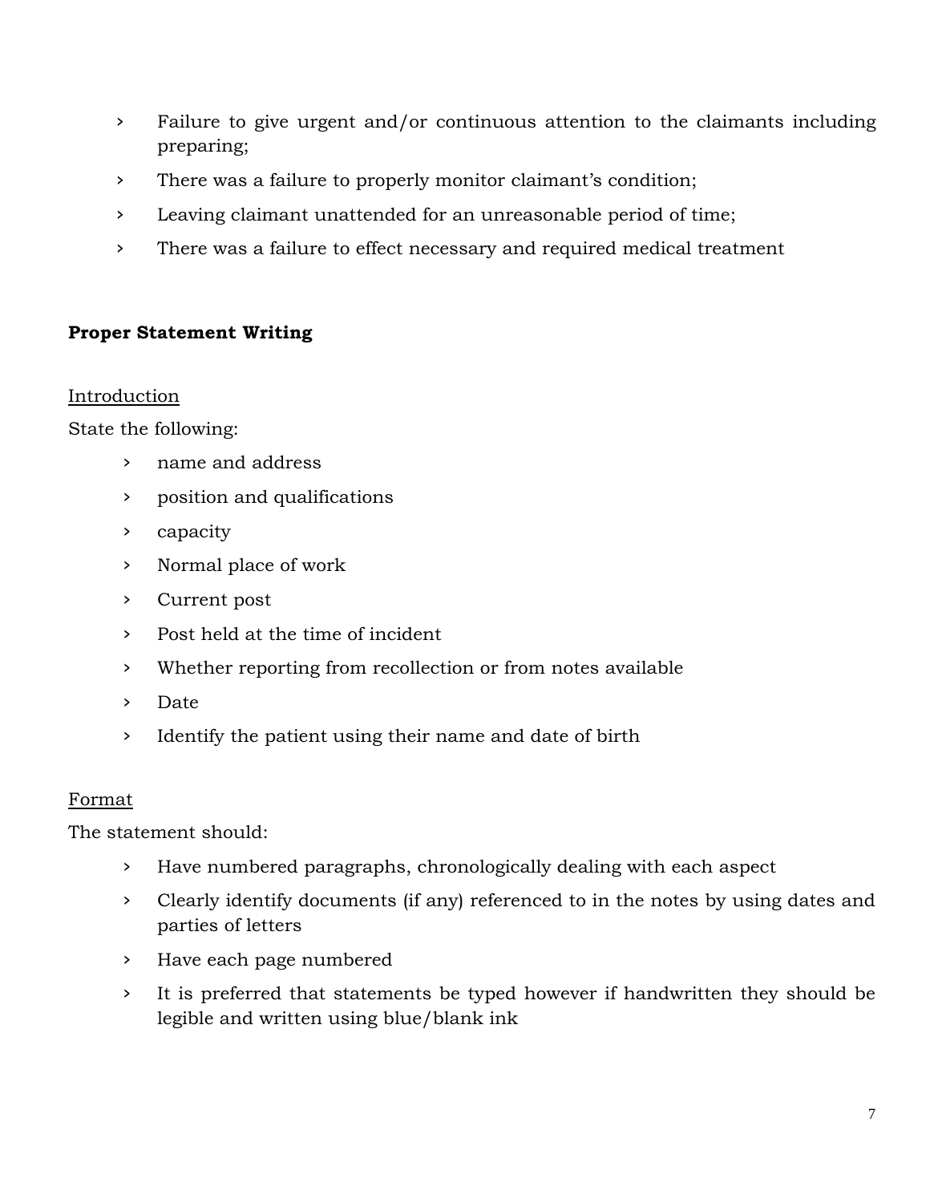- Failure to give urgent and/or continuous attention to the claimants including preparing;
- There was a failure to properly monitor claimant's condition;
- Leaving claimant unattended for an unreasonable period of time;
- There was a failure to effect necessary and required medical treatment

**Proper Statement Writing**

<u>Introduction</u>

State the following:

- name and address
- position and qualifications
- capacity
- Normal place of work
- Current post
- Post held at the time of incident
- Whether reporting from recollection or from notes available
- Date
- Identify the patient using their name and date of birth

<u>Format</u>

The statement should:

- Have numbered paragraphs, chronologically dealing with each aspect
- Clearly identify documents (if any) referenced to in the notes by using dates and parties of letters
- Have each page numbered
- It is preferred that statements be typed however if handwritten they should be legible and written using blue/blank ink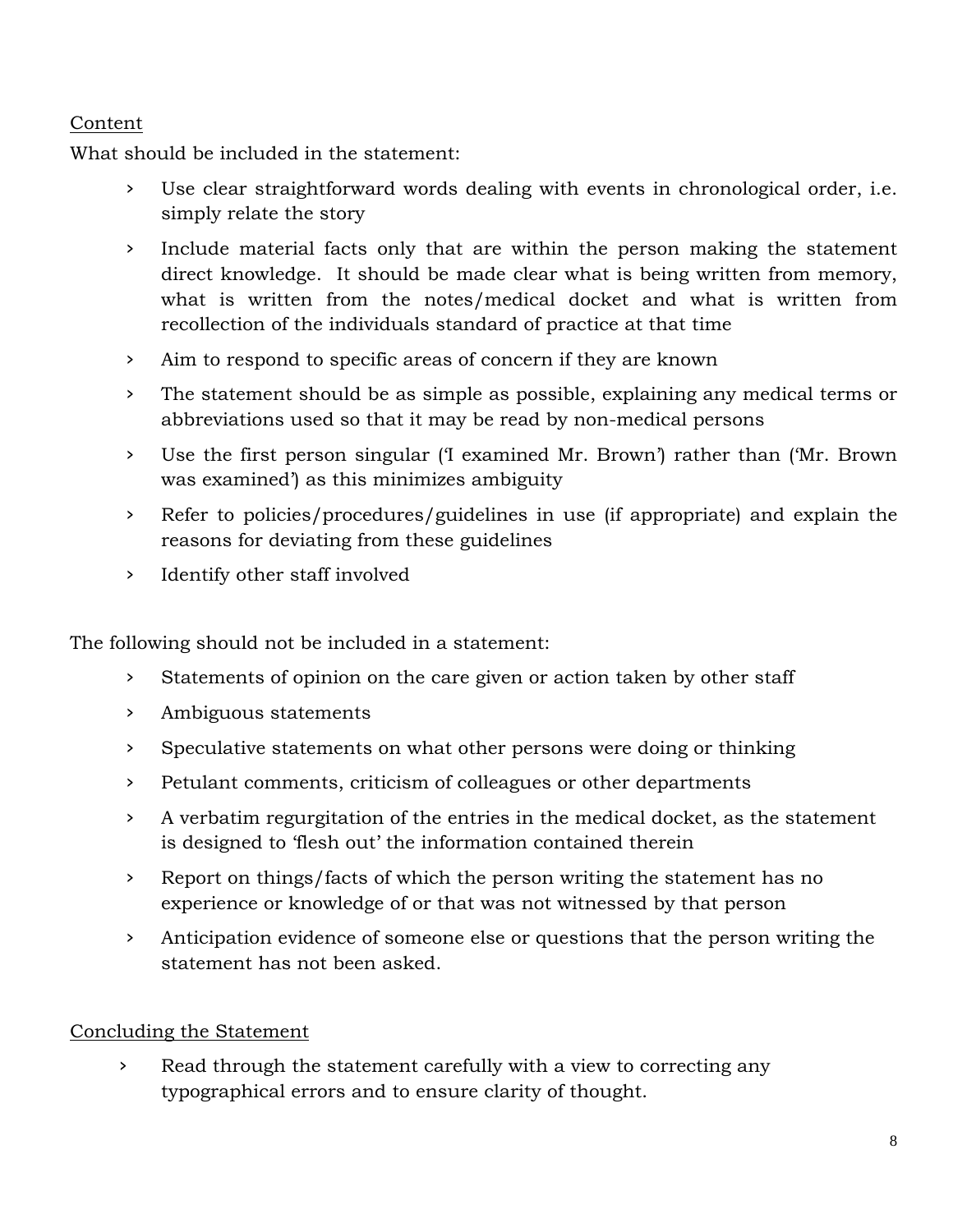Content

What should be included in the statement:

- Use clear straightforward words dealing with events in chronological order, i.e. simply relate the story
- Include material facts only that are within the person making the statement direct knowledge. It should be made clear what is being written from memory, what is written from the notes/medical docket and what is written from recollection of the individuals standard of practice at that time
- Aim to respond to specific areas of concern if they are known
- The statement should be as simple as possible, explaining any medical terms or abbreviations used so that it may be read by non-medical persons
- Use the first person singular ('I examined Mr. Brown') rather than ('Mr. Brown was examined') as this minimizes ambiguity
- Refer to policies/procedures/guidelines in use (if appropriate) and explain the reasons for deviating from these guidelines
- Identify other staff involved

The following should not be included in a statement:

- Statements of opinion on the care given or action taken by other staff
- Ambiguous statements
- Speculative statements on what other persons were doing or thinking
- Petulant comments, criticism of colleagues or other departments
- A verbatim regurgitation of the entries in the medical docket, as the statement is designed to 'flesh out' the information contained therein
- Report on things/facts of which the person writing the statement has no experience or knowledge of or that was not witnessed by that person
- Anticipation evidence of someone else or questions that the person writing the statement has not been asked.

Concluding the Statement

- Read through the statement carefully with a view to correcting any typographical errors and to ensure clarity of thought.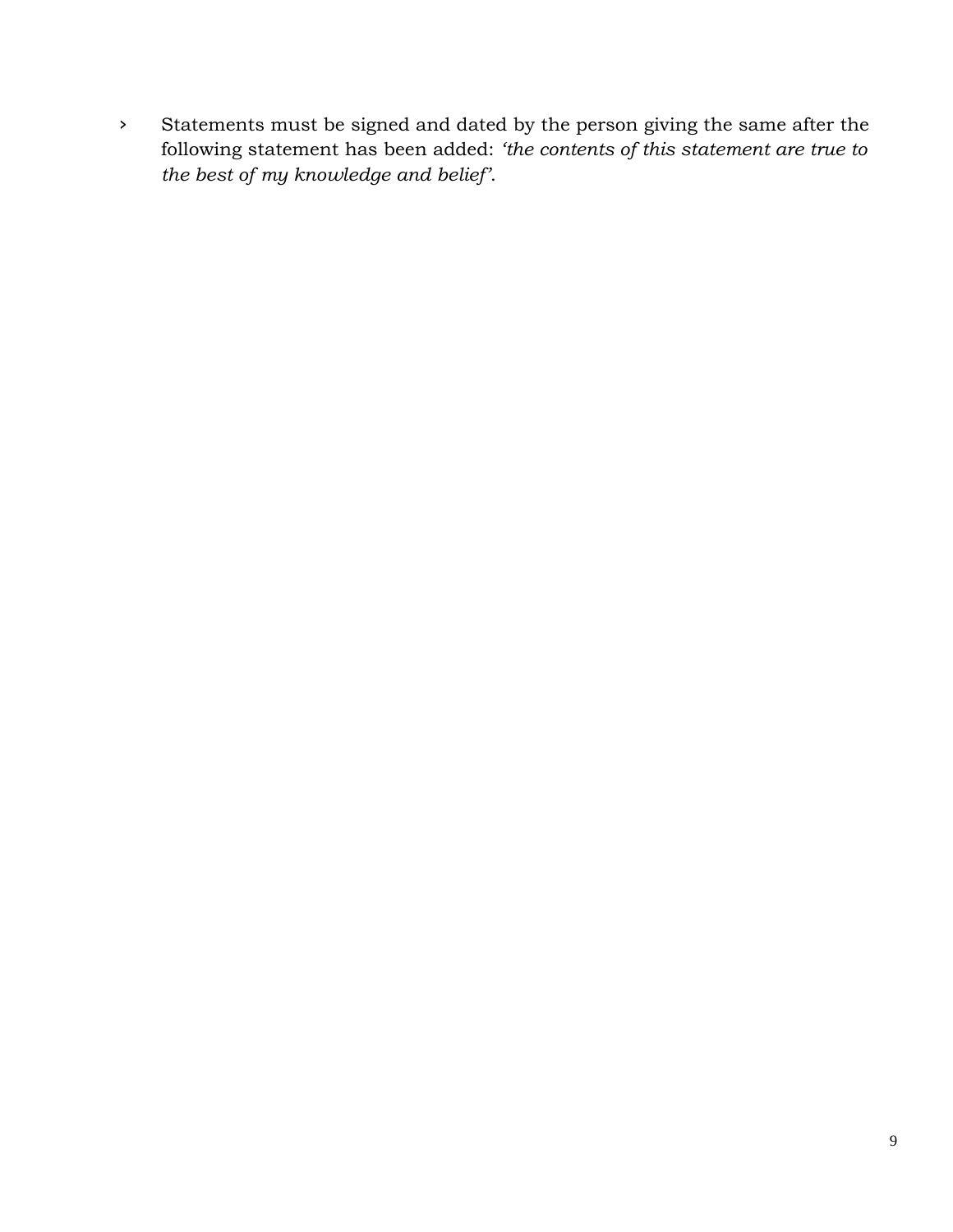- Statements must be signed and dated by the person giving the same after the following statement has been added: *'the contents of this statement are true to the best of my knowledge and belief'*.